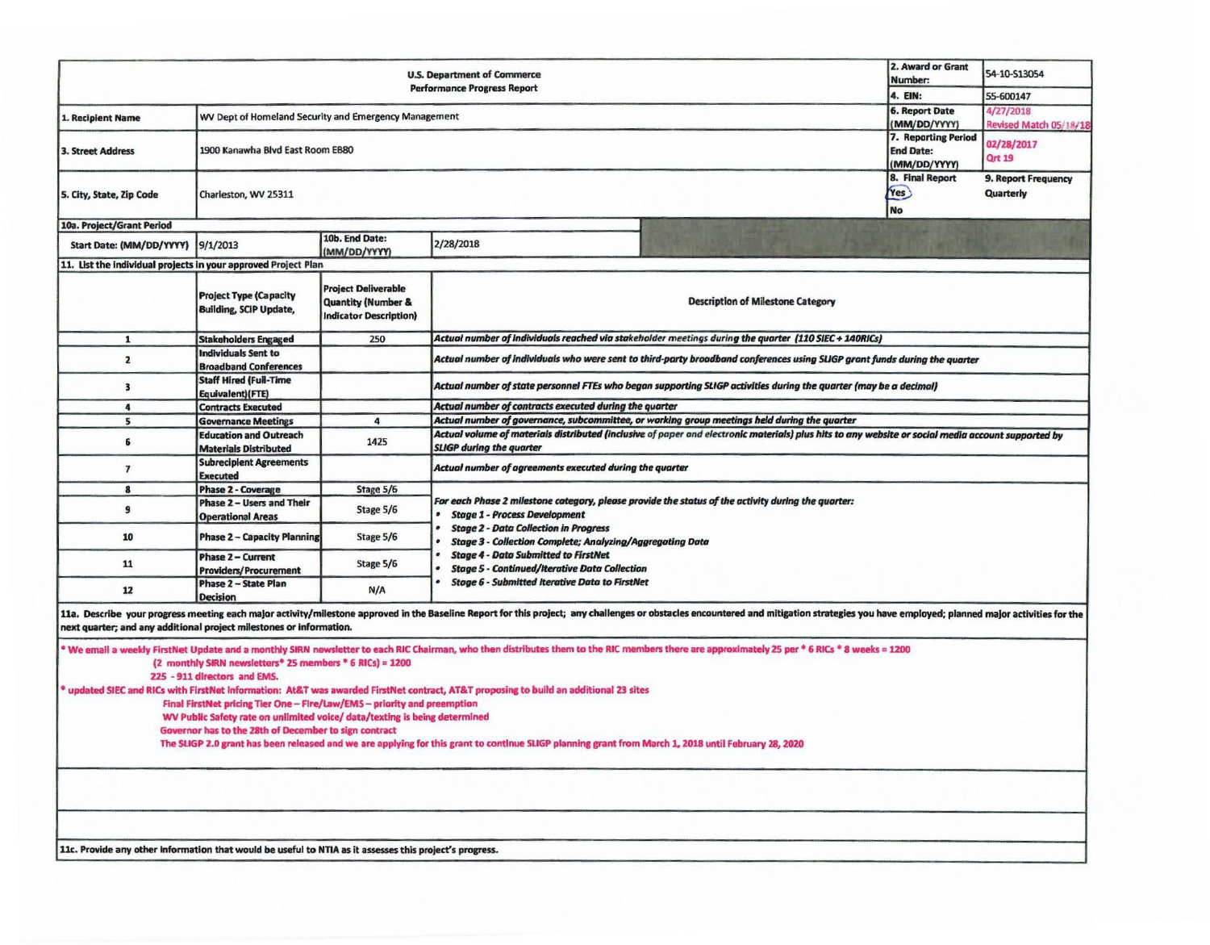| U.S. Department of Commerce<br>Performance Progress Report | | | | 2. Award or Grant Number: | 54-10-S13054 |
|---|---|---|---|---|---|
| | | | | 4. EIN: | 55-600147 |
| 1. Recipient Name | WV Dept of Homeland Security and Emergency Management | | | 6. Report Date (MM/DD/YYYY) | 4/27/2018<br>Revised Match 05/18/18 |
| 3. Street Address | 1900 Kanawha Blvd East Room EB80 | | | 7. Reporting Period End Date: (MM/DD/YYYY) | 02/28/2017<br>Qrt 19 |
| 5. City, State, Zip Code | Charleston, WV 25311 | | | 8. Final Report<br>Yes<br>No | 9. Report Frequency<br>Quarterly |
| 10a. Project/Grant Period | | | | | |
| Start Date: (MM/DD/YYYY) | 9/1/2013 | 10b. End Date: (MM/DD/YYYY) | 2/28/2018 | | |

11. List the individual projects in your approved Project Plan

| | Project Type (Capacity Building, SCIP Update, | Project Deliverable Quantity (Number & Indicator Description) | Description of Milestone Category |
|---|---|---|---|
| 1 | Stakeholders Engaged | 250 | *Actual number of individuals reached via stakeholder meetings during the quarter (110 SIEC + 140RICs)* |
| 2 | Individuals Sent to Broadband Conferences | | *Actual number of individuals who were sent to third-party broadband conferences using SLIGP grant funds during the quarter* |
| 3 | Staff Hired (Full-Time Equivalent)(FTE) | | *Actual number of state personnel FTEs who began supporting SLIGP activities during the quarter (may be a decimal)* |
| 4 | Contracts Executed | | *Actual number of contracts executed during the quarter* |
| 5 | Governance Meetings | 4 | *Actual number of governance, subcommittee, or working group meetings held during the quarter* |
| 6 | Education and Outreach Materials Distributed | 1425 | *Actual volume of materials distributed (inclusive of paper and electronic materials) plus hits to any website or social media account supported by SLIGP during the quarter* |
| 7 | Subrecipient Agreements Executed | | *Actual number of agreements executed during the quarter* |
| 8 | Phase 2 - Coverage | Stage 5/6 | *For each Phase 2 milestone category, please provide the status of the activity during the quarter:*<br>• *Stage 1 - Process Development*<br>• *Stage 2 - Data Collection in Progress*<br>• *Stage 3 - Collection Complete; Analyzing/Aggregating Data*<br>• *Stage 4 - Data Submitted to FirstNet*<br>• *Stage 5 - Continued/Iterative Data Collection*<br>• *Stage 6 - Submitted Iterative Data to FirstNet* |
| 9 | Phase 2 – Users and Their Operational Areas | Stage 5/6 | |
| 10 | Phase 2 – Capacity Planning | Stage 5/6 | |
| 11 | Phase 2 – Current Providers/Procurement | Stage 5/6 | |
| 12 | Phase 2 – State Plan Decision | N/A | |

11a. Describe your progress meeting each major activity/milestone approved in the Baseline Report for this project; any challenges or obstacles encountered and mitigation strategies you have employed; planned major activities for the next quarter; and any additional project milestones or information.

* We email a weekly FirstNet Update and a monthly SIRN newsletter to each RIC Chairman, who then distributes them to the RIC members there are approximately 25 per * 6 RICs * 8 weeks = 1200
(2 monthly SIRN newsletters* 25 members * 6 RICs) = 1200
225 - 911 directors and EMS.

* updated SIEC and RICs with FirstNet information: At&T was awarded FirstNet contract, AT&T proposing to build an additional 23 sites
Final FirstNet pricing Tier One – Fire/Law/EMS – priority and preemption
WV Public Safety rate on unlimited voice/ data/texting is being determined
Governor has to the 28th of December to sign contract
The SLIGP 2.0 grant has been released and we are applying for this grant to continue SLIGP planning grant from March 1, 2018 until February 28, 2020

11c. Provide any other information that would be useful to NTIA as it assesses this project's progress.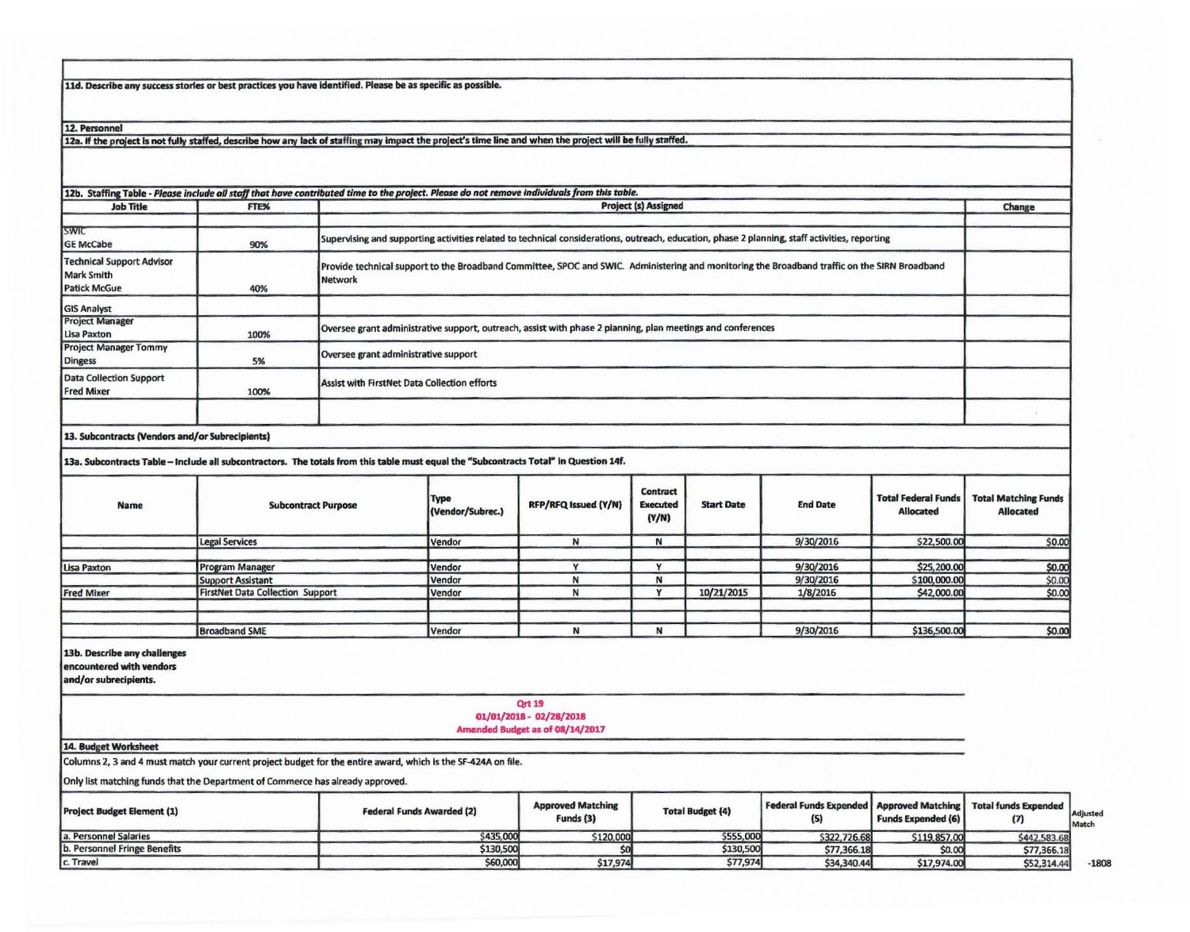**11d. Describe any success stories or best practices you have identified. Please be as specific as possible.**

**12. Personnel**

**12a. If the project is not fully staffed, describe how any lack of staffing may impact the project's time line and when the project will be fully staffed.**

**12b. Staffing Table** - *Please include all staff that have contributed time to the project. Please do not remove individuals from this table.*

| Job Title | FTE% | Project (s) Assigned | Change |
|---|---|---|---|
| SWIC<br>GE McCabe | 90% | Supervising and supporting activities related to technical considerations, outreach, education, phase 2 planning, staff activities, reporting | |
| Technical Support Advisor<br>Mark Smith<br>Patick McGue | 40% | Provide technical support to the Broadband Committee, SPOC and SWIC. Administering and monitoring the Broadband traffic on the SIRN Broadband Network | |
| GIS Analyst | | | |
| Project Manager<br>Lisa Paxton | 100% | Oversee grant administrative support, outreach, assist with phase 2 planning, plan meetings and conferences | |
| Project Manager Tommy Dingess | 5% | Oversee grant administrative support | |
| Data Collection Support<br>Fred Mixer | 100% | Assist with FirstNet Data Collection efforts | |
| | | | |

**13. Subcontracts (Vendors and/or Subrecipients)**

**13a. Subcontracts Table – Include all subcontractors. The totals from this table must equal the "Subcontracts Total" in Question 14f.**

| Name | Subcontract Purpose | Type (Vendor/Subrec.) | RFP/RFQ Issued (Y/N) | Contract Executed (Y/N) | Start Date | End Date | Total Federal Funds Allocated | Total Matching Funds Allocated |
|---|---|---|---|---|---|---|---|---|
| | Legal Services | Vendor | N | N | | 9/30/2016 | $22,500.00 | $0.00 |
| | | | | | | | | |
| Lisa Paxton | Program Manager | Vendor | Y | Y | | 9/30/2016 | $25,200.00 | $0.00 |
| | Support Assistant | Vendor | N | N | | 9/30/2016 | $100,000.00 | $0.00 |
| Fred Mixer | FirstNet Data Collection Support | Vendor | N | Y | 10/21/2015 | 1/8/2016 | $42,000.00 | $0.00 |
| | | | | | | | | |
| | | | | | | | | |
| | Broadband SME | Vendor | N | N | | 9/30/2016 | $136,500.00 | $0.00 |

**13b. Describe any challenges encountered with vendors and/or subrecipients.**

Qrt 19
01/01/2018 - 02/28/2018
Amended Budget as of 08/14/2017

**14. Budget Worksheet**

Columns 2, 3 and 4 must match your current project budget for the entire award, which is the SF-424A on file.

Only list matching funds that the Department of Commerce has already approved.

| Project Budget Element (1) | Federal Funds Awarded (2) | Approved Matching Funds (3) | Total Budget (4) | Federal Funds Expended (5) | Approved Matching Funds Expended (6) | Total funds Expended (7) | Adjusted Match |
|---|---|---|---|---|---|---|---|
| a. Personnel Salaries | $435,000 | $120,000 | $555,000 | $322,726.68 | $119,857.00 | $442,583.68 | |
| b. Personnel Fringe Benefits | $130,500 | $0 | $130,500 | $77,366.18 | $0.00 | $77,366.18 | |
| c. Travel | $60,000 | $17,974 | $77,974 | $34,340.44 | $17,974.00 | $52,314.44 | -1808 |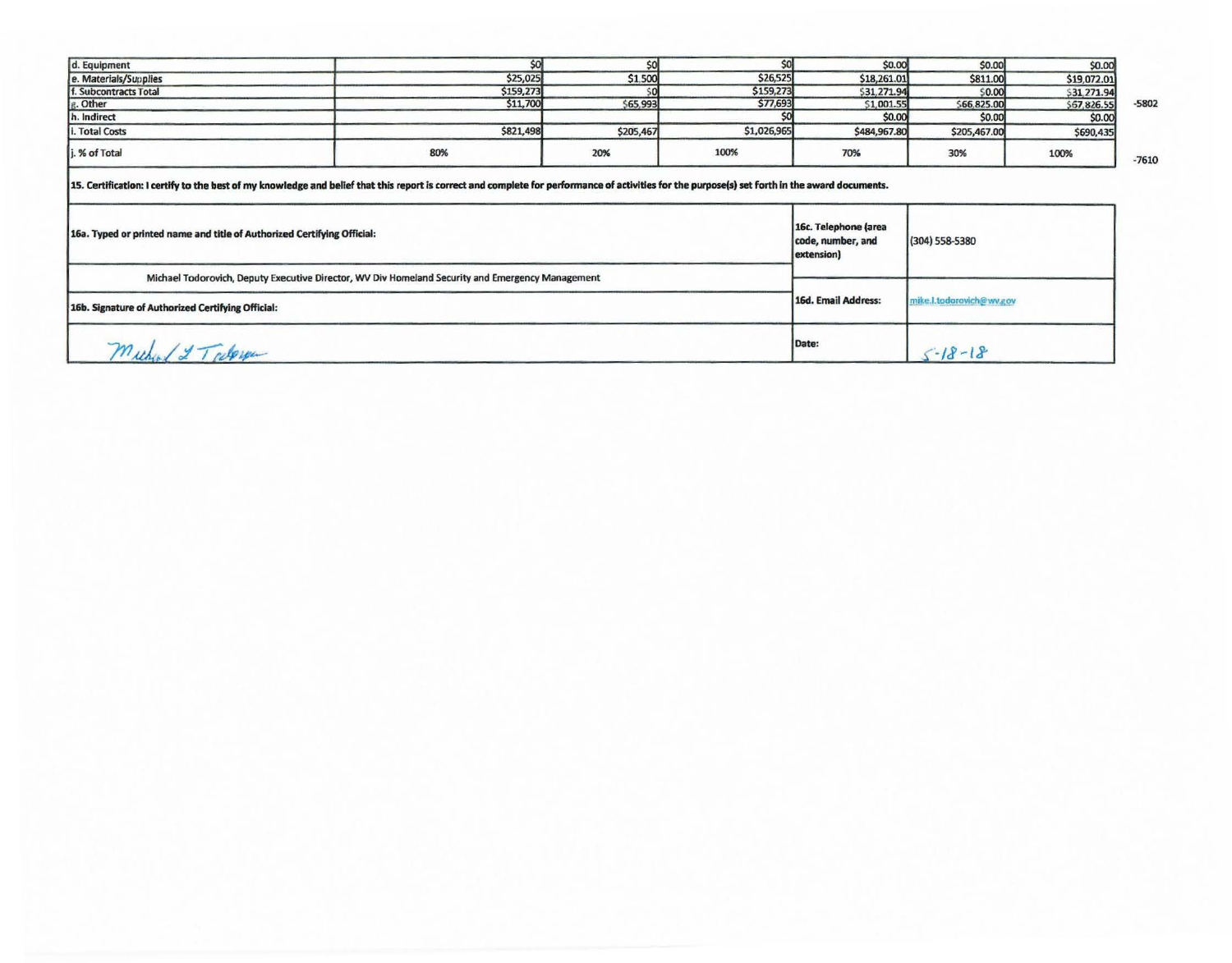| | | | | | | |
|---|---|---|---|---|---|---|
| d. Equipment | $0 | $0 | $0 | $0.00 | $0.00 | $0.00 |
| e. Materials/Supplies | $25,025 | $1,500 | $26,525 | $18,261.01 | $811.00 | $19,072.01 |
| f. Subcontracts Total | $159,273 | $0 | $159,273 | $31,271.94 | $0.00 | $31,271.94 |
| g. Other | $11,700 | $65,993 | $77,693 | $1,001.55 | $66,825.00 | $67,826.55 |
| h. Indirect | | | $0 | $0.00 | $0.00 | $0.00 |
| i. Total Costs | $821,498 | $205,467 | $1,026,965 | $484,967.80 | $205,467.00 | $690,435 |
| j. % of Total | 80% | 20% | 100% | 70% | 30% | 100% |

-5802

-7610

**15. Certification: I certify to the best of my knowledge and belief that this report is correct and complete for performance of activities for the purpose(s) set forth in the award documents.**

| | | |
|---|---|---|
| **16a. Typed or printed name and title of Authorized Certifying Official:** | **16c. Telephone (area code, number, and extension)** | (304) 558-5380 |
| Michael Todorovich, Deputy Executive Director, WV Div Homeland Security and Emergency Management | | |
| **16b. Signature of Authorized Certifying Official:** | **16d. Email Address:** | mike.l.todorovich@wv.gov |
| Michael L Todorovich | **Date:** | 5-18-18 |